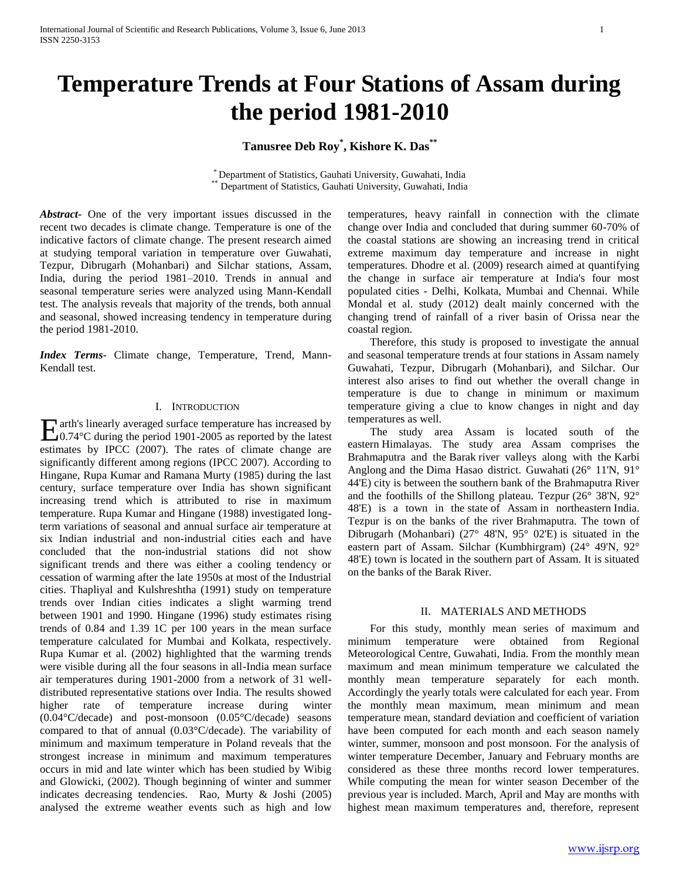# Temperature Trends at Four Stations of Assam during the period 1981-2010

**Tanusree Deb Roy[*], Kishore K. Das[**]**

[*] Department of Statistics, Gauhati University, Guwahati, India
[**] Department of Statistics, Gauhati University, Guwahati, India

***Abstract-*** One of the very important issues discussed in the recent two decades is climate change. Temperature is one of the indicative factors of climate change. The present research aimed at studying temporal variation in temperature over Guwahati, Tezpur, Dibrugarh (Mohanbari) and Silchar stations, Assam, India, during the period 1981–2010. Trends in annual and seasonal temperature series were analyzed using Mann-Kendall test. The analysis reveals that majority of the trends, both annual and seasonal, showed increasing tendency in temperature during the period 1981-2010.

***Index Terms*-** Climate change, Temperature, Trend, Mann-Kendall test.

## I. Introduction

Earth's linearly averaged surface temperature has increased by 0.74°C during the period 1901-2005 as reported by the latest estimates by IPCC (2007). The rates of climate change are significantly different among regions (IPCC 2007). According to Hingane, Rupa Kumar and Ramana Murty (1985) during the last century, surface temperature over India has shown significant increasing trend which is attributed to rise in maximum temperature. Rupa Kumar and Hingane (1988) investigated long-term variations of seasonal and annual surface air temperature at six Indian industrial and non-industrial cities each and have concluded that the non-industrial stations did not show significant trends and there was either a cooling tendency or cessation of warming after the late 1950s at most of the Industrial cities. Thapliyal and Kulshreshtha (1991) study on temperature trends over Indian cities indicates a slight warming trend between 1901 and 1990. Hingane (1996) study estimates rising trends of 0.84 and 1.39 1C per 100 years in the mean surface temperature calculated for Mumbai and Kolkata, respectively. Rupa Kumar et al. (2002) highlighted that the warming trends were visible during all the four seasons in all-India mean surface air temperatures during 1901-2000 from a network of 31 well-distributed representative stations over India. The results showed higher rate of temperature increase during winter (0.04°C/decade) and post-monsoon (0.05°C/decade) seasons compared to that of annual (0.03°C/decade). The variability of minimum and maximum temperature in Poland reveals that the strongest increase in minimum and maximum temperatures occurs in mid and late winter which has been studied by Wibig and Glowicki, (2002). Though beginning of winter and summer indicates decreasing tendencies. Rao, Murty & Joshi (2005) analysed the extreme weather events such as high and low temperatures, heavy rainfall in connection with the climate change over India and concluded that during summer 60-70% of the coastal stations are showing an increasing trend in critical extreme maximum day temperature and increase in night temperatures. Dhodre et al. (2009) research aimed at quantifying the change in surface air temperature at India's four most populated cities - Delhi, Kolkata, Mumbai and Chennai. While Mondal et al. study (2012) dealt mainly concerned with the changing trend of rainfall of a river basin of Orissa near the coastal region.

Therefore, this study is proposed to investigate the annual and seasonal temperature trends at four stations in Assam namely Guwahati, Tezpur, Dibrugarh (Mohanbari), and Silchar. Our interest also arises to find out whether the overall change in temperature is due to change in minimum or maximum temperature giving a clue to know changes in night and day temperatures as well.

The study area Assam is located south of the eastern Himalayas. The study area Assam comprises the Brahmaputra and the Barak river valleys along with the Karbi Anglong and the Dima Hasao district. Guwahati (26° 11'N, 91° 44'E) city is between the southern bank of the Brahmaputra River and the foothills of the Shillong plateau. Tezpur (26° 38'N, 92° 48'E) is a town in the state of Assam in northeastern India. Tezpur is on the banks of the river Brahmaputra. The town of Dibrugarh (Mohanbari) (27° 48'N, 95° 02'E) is situated in the eastern part of Assam. Silchar (Kumbhirgram) (24° 49'N, 92° 48'E) town is located in the southern part of Assam. It is situated on the banks of the Barak River.

## II. Materials and Methods

For this study, monthly mean series of maximum and minimum temperature were obtained from Regional Meteorological Centre, Guwahati, India. From the monthly mean maximum and mean minimum temperature we calculated the monthly mean temperature separately for each month. Accordingly the yearly totals were calculated for each year. From the monthly mean maximum, mean minimum and mean temperature mean, standard deviation and coefficient of variation have been computed for each month and each season namely winter, summer, monsoon and post monsoon. For the analysis of winter temperature December, January and February months are considered as these three months record lower temperatures. While computing the mean for winter season December of the previous year is included. March, April and May are months with highest mean maximum temperatures and, therefore, represent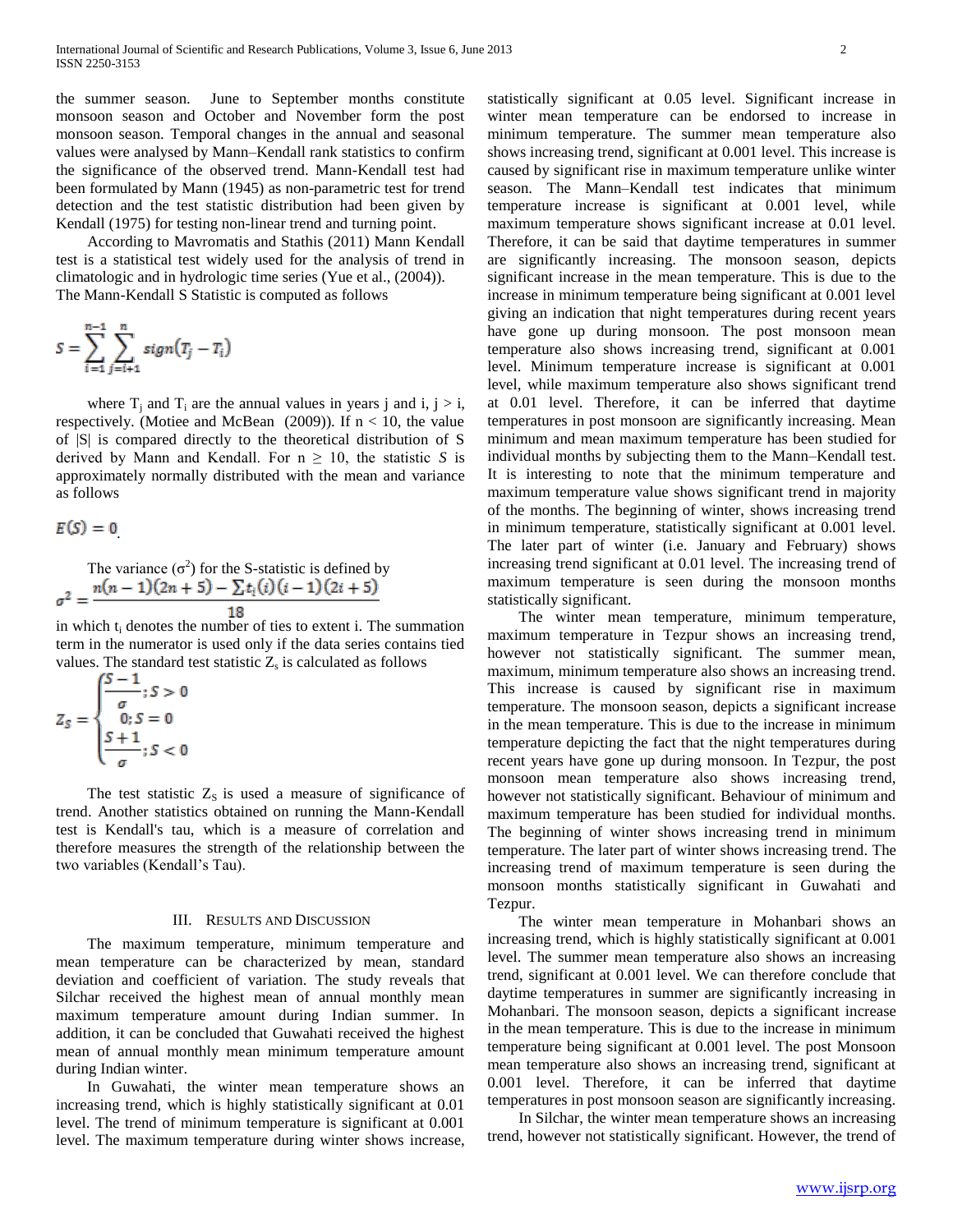the summer season. June to September months constitute monsoon season and October and November form the post monsoon season. Temporal changes in the annual and seasonal values were analysed by Mann–Kendall rank statistics to confirm the significance of the observed trend. Mann-Kendall test had been formulated by Mann (1945) as non-parametric test for trend detection and the test statistic distribution had been given by Kendall (1975) for testing non-linear trend and turning point.

According to Mavromatis and Stathis (2011) Mann Kendall test is a statistical test widely used for the analysis of trend in climatologic and in hydrologic time series (Yue et al., (2004)). The Mann-Kendall S Statistic is computed as follows

$$S = \sum_{i=1}^{n-1} \sum_{j=i+1}^{n} sign(T_j - T_i)$$

where $T_j$ and $T_i$ are the annual values in years j and i, j > i, respectively. (Motiee and McBean (2009)). If n < 10, the value of |S| is compared directly to the theoretical distribution of S derived by Mann and Kendall. For n ≥ 10, the statistic *S* is approximately normally distributed with the mean and variance as follows

$$E(S) = 0$$

The variance ($\sigma^2$) for the S-statistic is defined by

$$\sigma^2 = \frac{n(n-1)(2n+5) - \sum t_i(i)(i-1)(2i+5)}{18}$$

in which $t_i$ denotes the number of ties to extent i. The summation term in the numerator is used only if the data series contains tied values. The standard test statistic $Z_s$ is calculated as follows

$$Z_S = \begin{cases} \dfrac{S-1}{\sigma}; S > 0 \\ 0; S = 0 \\ \dfrac{S+1}{\sigma}; S < 0 \end{cases}$$

The test statistic $Z_S$ is used a measure of significance of trend. Another statistics obtained on running the Mann-Kendall test is Kendall's tau, which is a measure of correlation and therefore measures the strength of the relationship between the two variables (Kendall's Tau).

## III. Results and Discussion

The maximum temperature, minimum temperature and mean temperature can be characterized by mean, standard deviation and coefficient of variation. The study reveals that Silchar received the highest mean of annual monthly mean maximum temperature amount during Indian summer. In addition, it can be concluded that Guwahati received the highest mean of annual monthly mean minimum temperature amount during Indian winter.

In Guwahati, the winter mean temperature shows an increasing trend, which is highly statistically significant at 0.01 level. The trend of minimum temperature is significant at 0.001 level. The maximum temperature during winter shows increase, statistically significant at 0.05 level. Significant increase in winter mean temperature can be endorsed to increase in minimum temperature. The summer mean temperature also shows increasing trend, significant at 0.001 level. This increase is caused by significant rise in maximum temperature unlike winter season. The Mann–Kendall test indicates that minimum temperature increase is significant at 0.001 level, while maximum temperature shows significant increase at 0.01 level. Therefore, it can be said that daytime temperatures in summer are significantly increasing. The monsoon season, depicts significant increase in the mean temperature. This is due to the increase in minimum temperature being significant at 0.001 level giving an indication that night temperatures during recent years have gone up during monsoon. The post monsoon mean temperature also shows increasing trend, significant at 0.001 level. Minimum temperature increase is significant at 0.001 level, while maximum temperature also shows significant trend at 0.01 level. Therefore, it can be inferred that daytime temperatures in post monsoon are significantly increasing. Mean minimum and mean maximum temperature has been studied for individual months by subjecting them to the Mann–Kendall test. It is interesting to note that the minimum temperature and maximum temperature value shows significant trend in majority of the months. The beginning of winter, shows increasing trend in minimum temperature, statistically significant at 0.001 level. The later part of winter (i.e. January and February) shows increasing trend significant at 0.01 level. The increasing trend of maximum temperature is seen during the monsoon months statistically significant.

The winter mean temperature, minimum temperature, maximum temperature in Tezpur shows an increasing trend, however not statistically significant. The summer mean, maximum, minimum temperature also shows an increasing trend. This increase is caused by significant rise in maximum temperature. The monsoon season, depicts a significant increase in the mean temperature. This is due to the increase in minimum temperature depicting the fact that the night temperatures during recent years have gone up during monsoon. In Tezpur, the post monsoon mean temperature also shows increasing trend, however not statistically significant. Behaviour of minimum and maximum temperature has been studied for individual months. The beginning of winter shows increasing trend in minimum temperature. The later part of winter shows increasing trend. The increasing trend of maximum temperature is seen during the monsoon months statistically significant in Guwahati and Tezpur.

The winter mean temperature in Mohanbari shows an increasing trend, which is highly statistically significant at 0.001 level. The summer mean temperature also shows an increasing trend, significant at 0.001 level. We can therefore conclude that daytime temperatures in summer are significantly increasing in Mohanbari. The monsoon season, depicts a significant increase in the mean temperature. This is due to the increase in minimum temperature being significant at 0.001 level. The post Monsoon mean temperature also shows an increasing trend, significant at 0.001 level. Therefore, it can be inferred that daytime temperatures in post monsoon season are significantly increasing.

In Silchar, the winter mean temperature shows an increasing trend, however not statistically significant. However, the trend of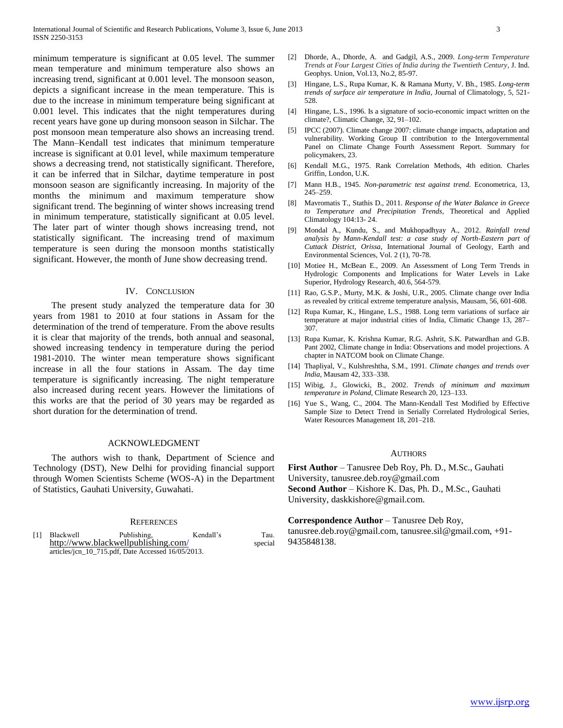minimum temperature is significant at 0.05 level. The summer mean temperature and minimum temperature also shows an increasing trend, significant at 0.001 level. The monsoon season, depicts a significant increase in the mean temperature. This is due to the increase in minimum temperature being significant at 0.001 level. This indicates that the night temperatures during recent years have gone up during monsoon season in Silchar. The post monsoon mean temperature also shows an increasing trend. The Mann–Kendall test indicates that minimum temperature increase is significant at 0.01 level, while maximum temperature shows a decreasing trend, not statistically significant. Therefore, it can be inferred that in Silchar, daytime temperature in post monsoon season are significantly increasing. In majority of the months the minimum and maximum temperature show significant trend. The beginning of winter shows increasing trend in minimum temperature, statistically significant at 0.05 level. The later part of winter though shows increasing trend, not statistically significant. The increasing trend of maximum temperature is seen during the monsoon months statistically significant. However, the month of June show decreasing trend.

## IV. Conclusion

The present study analyzed the temperature data for 30 years from 1981 to 2010 at four stations in Assam for the determination of the trend of temperature. From the above results it is clear that majority of the trends, both annual and seasonal, showed increasing tendency in temperature during the period 1981-2010. The winter mean temperature shows significant increase in all the four stations in Assam. The day time temperature is significantly increasing. The night temperature also increased during recent years. However the limitations of this works are that the period of 30 years may be regarded as short duration for the determination of trend.

## Acknowledgment

The authors wish to thank, Department of Science and Technology (DST), New Delhi for providing financial support through Women Scientists Scheme (WOS-A) in the Department of Statistics, Gauhati University, Guwahati.

## References

[1] Blackwell Publishing, Kendall's Tau. http://www.blackwellpublishing.com/ special articles/jcn_10_715.pdf, Date Accessed 16/05/2013.

[2] Dhorde, A., Dhorde, A. and Gadgil, A.S., 2009. *Long-term Temperature Trends at Four Largest Cities of India during the Twentieth Century*, J. Ind. Geophys. Union, Vol.13, No.2, 85-97.

[3] Hingane, L.S., Rupa Kumar, K. & Ramana Murty, V. Bh., 1985. *Long-term trends of surface air temperature in India*, Journal of Climatology, 5, 521-528.

[4] Hingane, L.S., 1996. Is a signature of socio-economic impact written on the climate?, Climatic Change, 32, 91–102.

[5] IPCC (2007). Climate change 2007: climate change impacts, adaptation and vulnerability. Working Group II contribution to the Intergovernmental Panel on Climate Change Fourth Assessment Report. Summary for policymakers, 23.

[6] Kendall M.G., 1975. Rank Correlation Methods, 4th edition. Charles Griffin, London, U.K.

[7] Mann H.B., 1945. *Non-parametric test against trend*. Econometrica, 13, 245–259.

[8] Mavromatis T., Stathis D., 2011. *Response of the Water Balance in Greece to Temperature and Precipitation Trends*, Theoretical and Applied Climatology 104:13- 24.

[9] Mondal A., Kundu, S., and Mukhopadhyay A., 2012. *Rainfall trend analysis by Mann-Kendall test: a case study of North-Eastern part of Cuttack District, Orissa*, International Journal of Geology, Earth and Environmental Sciences, Vol. 2 (1), 70-78.

[10] Motiee H., McBean E., 2009. An Assessment of Long Term Trends in Hydrologic Components and Implications for Water Levels in Lake Superior, Hydrology Research, 40.6, 564-579.

[11] Rao, G.S.P., Murty, M.K. & Joshi, U.R., 2005. Climate change over India as revealed by critical extreme temperature analysis, Mausam, 56, 601-608.

[12] Rupa Kumar, K., Hingane, L.S., 1988. Long term variations of surface air temperature at major industrial cities of India, Climatic Change 13, 287–307.

[13] Rupa Kumar, K. Krishna Kumar, R.G. Ashrit, S.K. Patwardhan and G.B. Pant 2002, Climate change in India: Observations and model projections. A chapter in NATCOM book on Climate Change.

[14] Thapliyal, V., Kulshreshtha, S.M., 1991. *Climate changes and trends over India*, Mausam 42, 333–338.

[15] Wibig, J., Glowicki, B., 2002. *Trends of minimum and maximum temperature in Poland*, Climate Research 20, 123–133.

[16] Yue S., Wang, C., 2004. The Mann-Kendall Test Modified by Effective Sample Size to Detect Trend in Serially Correlated Hydrological Series, Water Resources Management 18, 201–218.

## Authors

**First Author** – Tanusree Deb Roy, Ph. D., M.Sc., Gauhati University, tanusree.deb.roy@gmail.com

**Second Author** – Kishore K. Das, Ph. D., M.Sc., Gauhati University, daskkishore@gmail.com.

**Correspondence Author** – Tanusree Deb Roy, tanusree.deb.roy@gmail.com, tanusree.sil@gmail.com, +91-9435848138.